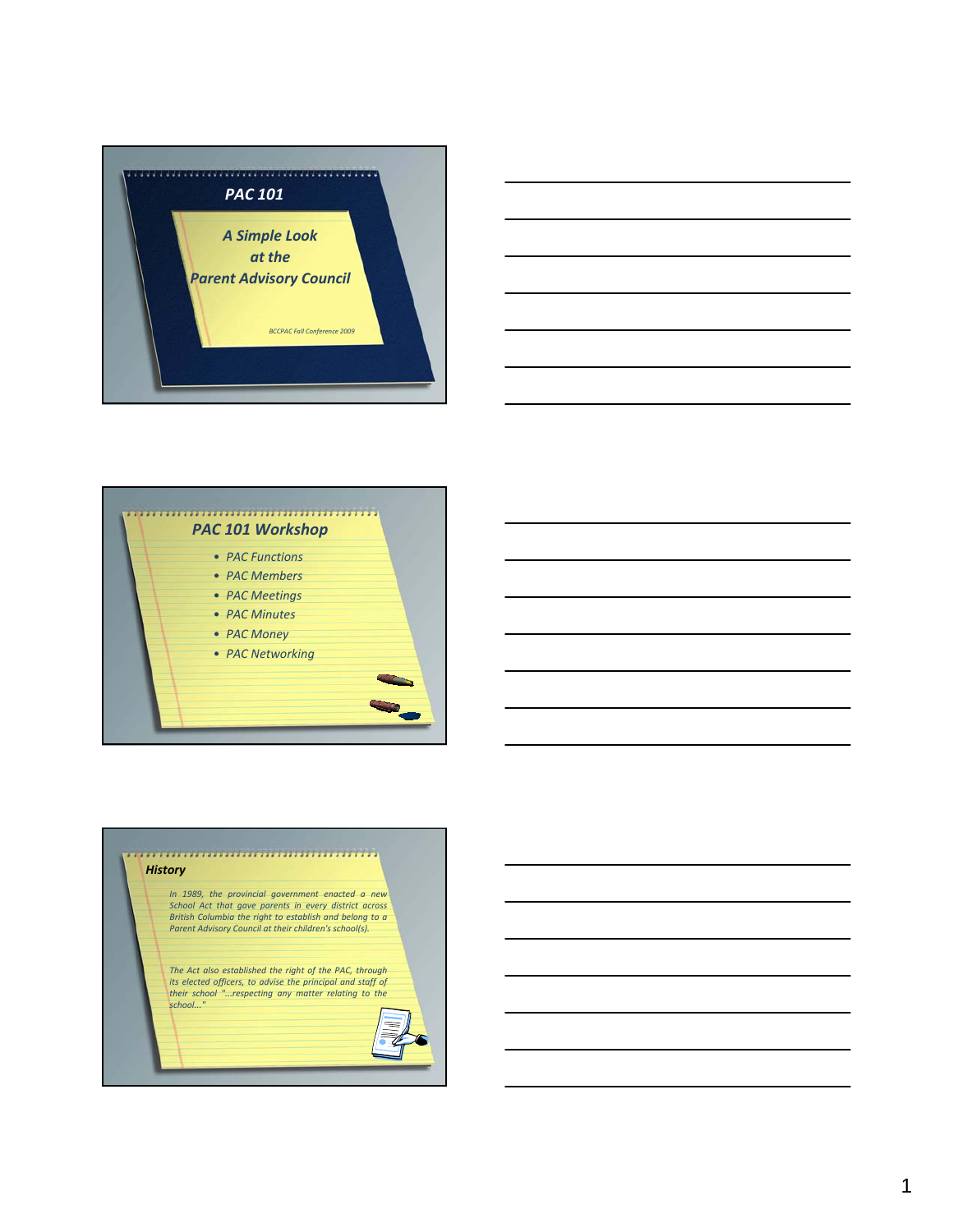## PAC 101

### A Simple Look at the Parent Advisory Council

*BCCPAC Fall Conference 2009*

## PAC 101 Workshop

- PAC Functions
- PAC Members
- PAC Meetings
- PAC Minutes
- PAC Money
- PAC Networking

## History

*In 1989, the provincial government enacted a new School Act that gave parents in every district across British Columbia the right to establish and belong to a Parent Advisory Council at their children's school(s).*

*The Act also established the right of the PAC, through its elected officers, to advise the principal and staff of their school "...respecting any matter relating to the school..."*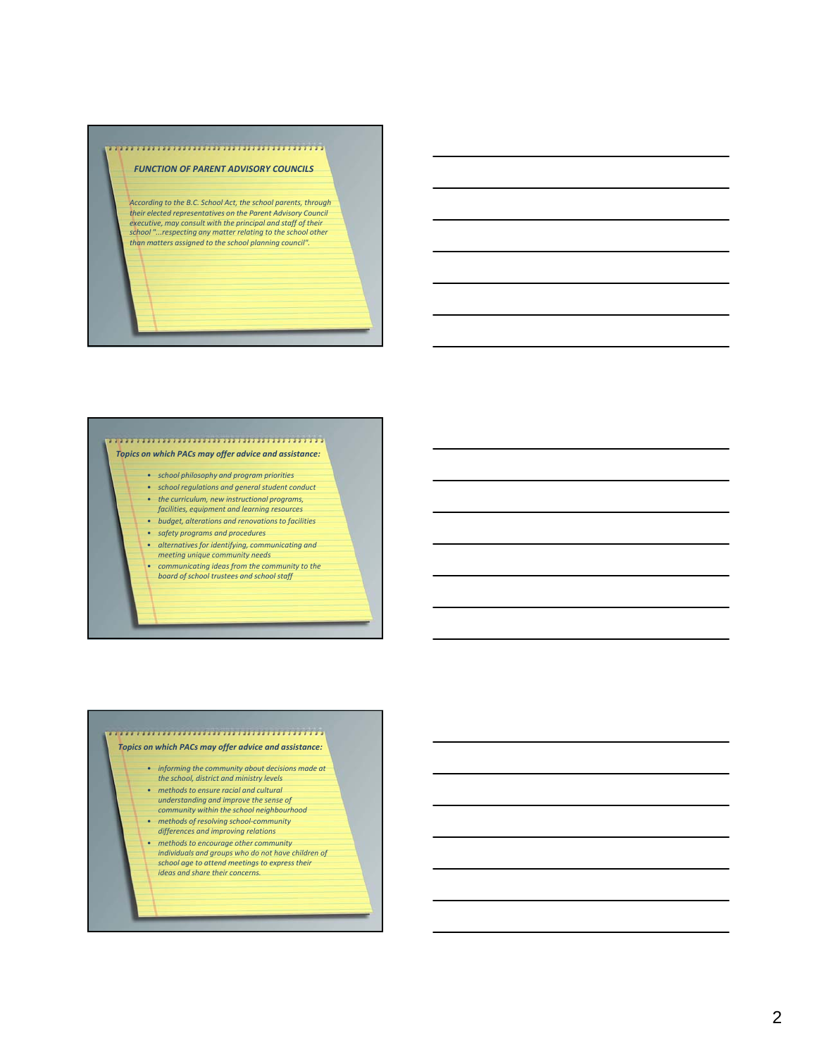## FUNCTION OF PARENT ADVISORY COUNCILS

*According to the B.C. School Act, the school parents, through their elected representatives on the Parent Advisory Council executive, may consult with the principal and staff of their school "...respecting any matter relating to the school other than matters assigned to the school planning council".*

## Topics on which PACs may offer advice and assistance:

- *school philosophy and program priorities*
- *school regulations and general student conduct*
- *the curriculum, new instructional programs, facilities, equipment and learning resources*
- *budget, alterations and renovations to facilities*
- *safety programs and procedures*
- *alternatives for identifying, communicating and meeting unique community needs*
- *communicating ideas from the community to the board of school trustees and school staff*

## Topics on which PACs may offer advice and assistance:

- *informing the community about decisions made at the school, district and ministry levels*
- *methods to ensure racial and cultural understanding and improve the sense of community within the school neighbourhood*
- *methods of resolving school-community differences and improving relations*
- *methods to encourage other community individuals and groups who do not have children of school age to attend meetings to express their ideas and share their concerns.*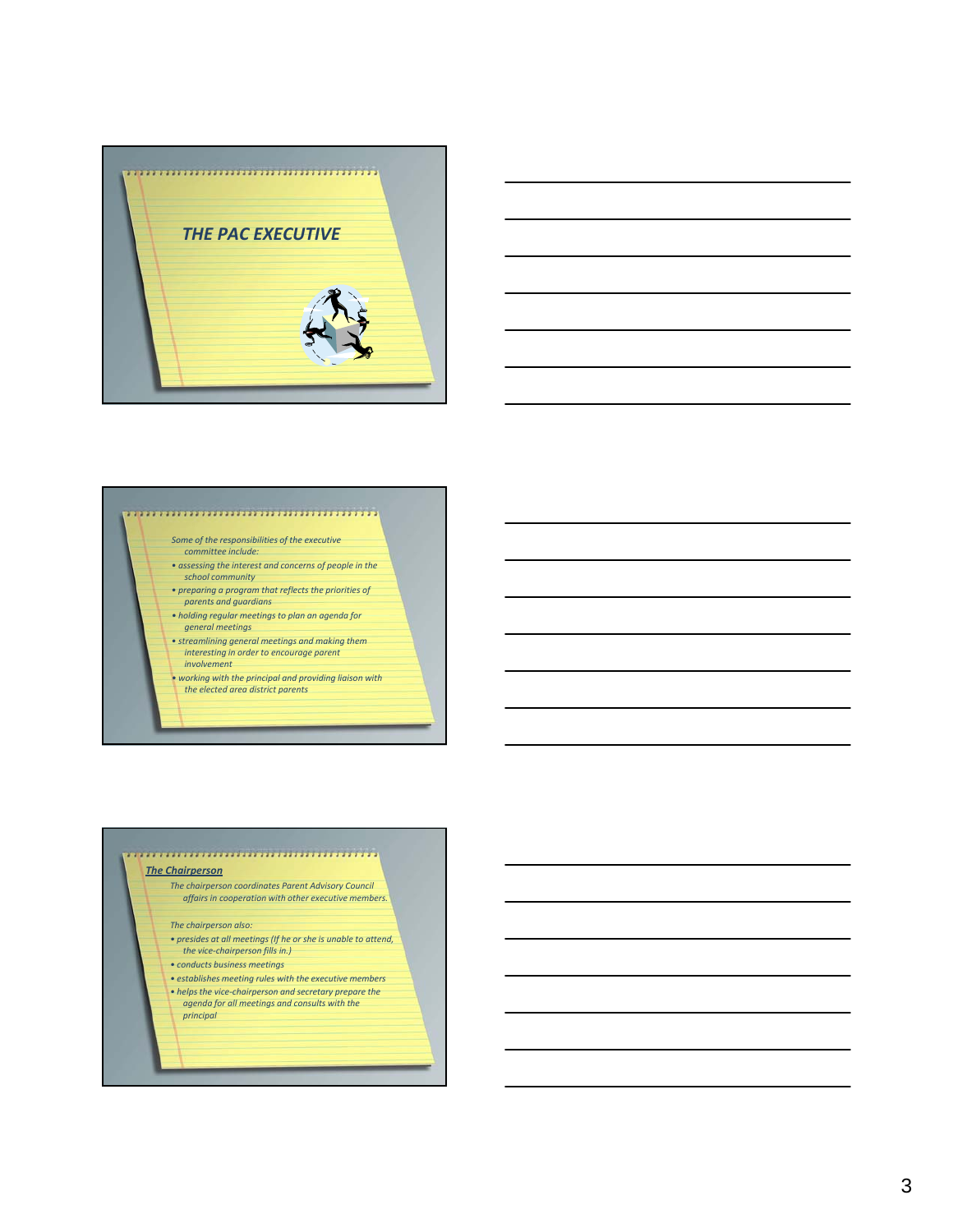## THE PAC EXECUTIVE

Some of the responsibilities of the executive committee include:

- assessing the interest and concerns of people in the school community
- preparing a program that reflects the priorities of parents and guardians
- holding regular meetings to plan an agenda for general meetings
- streamlining general meetings and making them interesting in order to encourage parent involvement
- working with the principal and providing liaison with the elected area district parents

### The Chairperson

The chairperson coordinates Parent Advisory Council affairs in cooperation with other executive members.

The chairperson also:

- presides at all meetings (If he or she is unable to attend, the vice-chairperson fills in.)
- conducts business meetings
- establishes meeting rules with the executive members
- helps the vice-chairperson and secretary prepare the agenda for all meetings and consults with the principal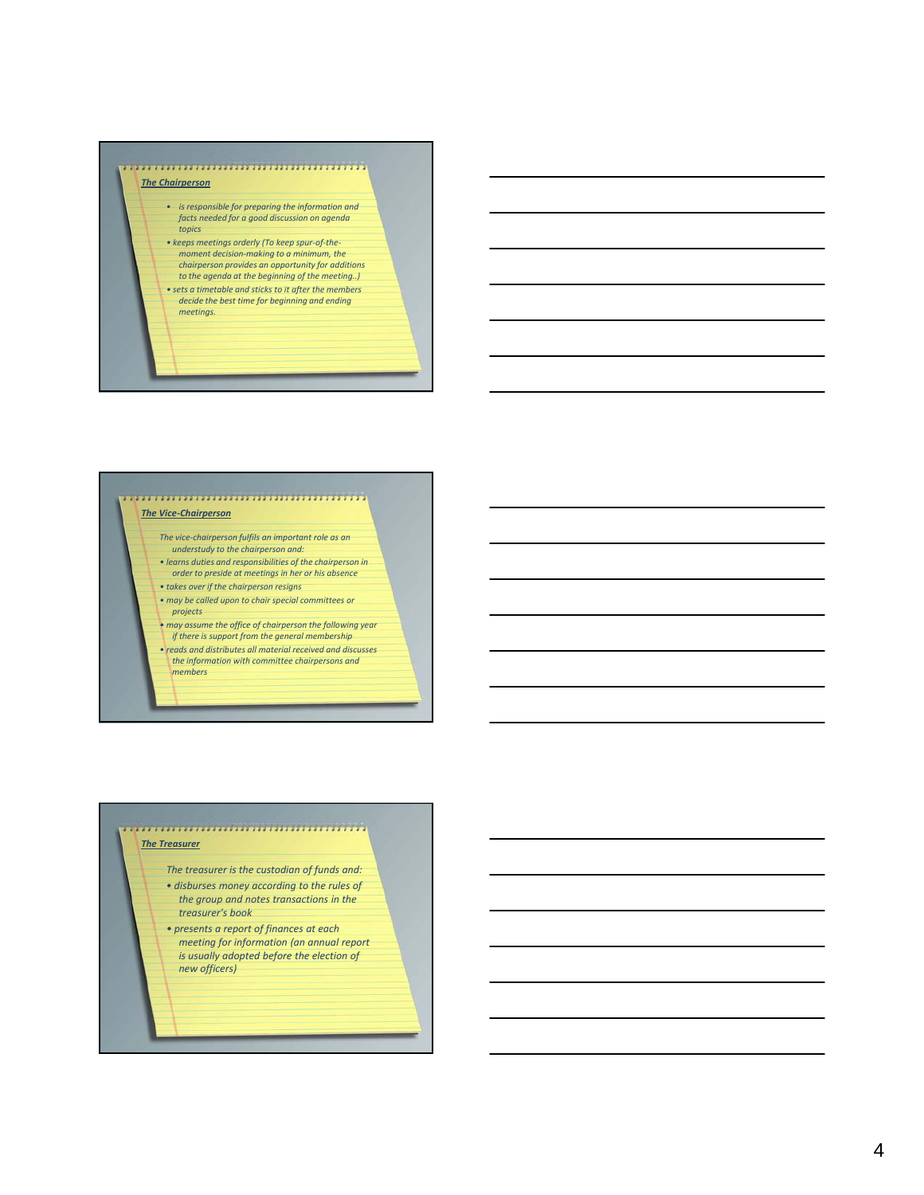## The Chairperson

- is responsible for preparing the information and facts needed for a good discussion on agenda topics
- keeps meetings orderly (To keep spur-of-the-moment decision-making to a minimum, the chairperson provides an opportunity for additions to the agenda at the beginning of the meeting..)
- sets a timetable and sticks to it after the members decide the best time for beginning and ending meetings.

## The Vice-Chairperson

The vice-chairperson fulfils an important role as an understudy to the chairperson and:

- learns duties and responsibilities of the chairperson in order to preside at meetings in her or his absence
- takes over if the chairperson resigns
- may be called upon to chair special committees or projects
- may assume the office of chairperson the following year if there is support from the general membership
- reads and distributes all material received and discusses the information with committee chairpersons and members

## The Treasurer

The treasurer is the custodian of funds and:

- disburses money according to the rules of the group and notes transactions in the treasurer's book
- presents a report of finances at each meeting for information (an annual report is usually adopted before the election of new officers)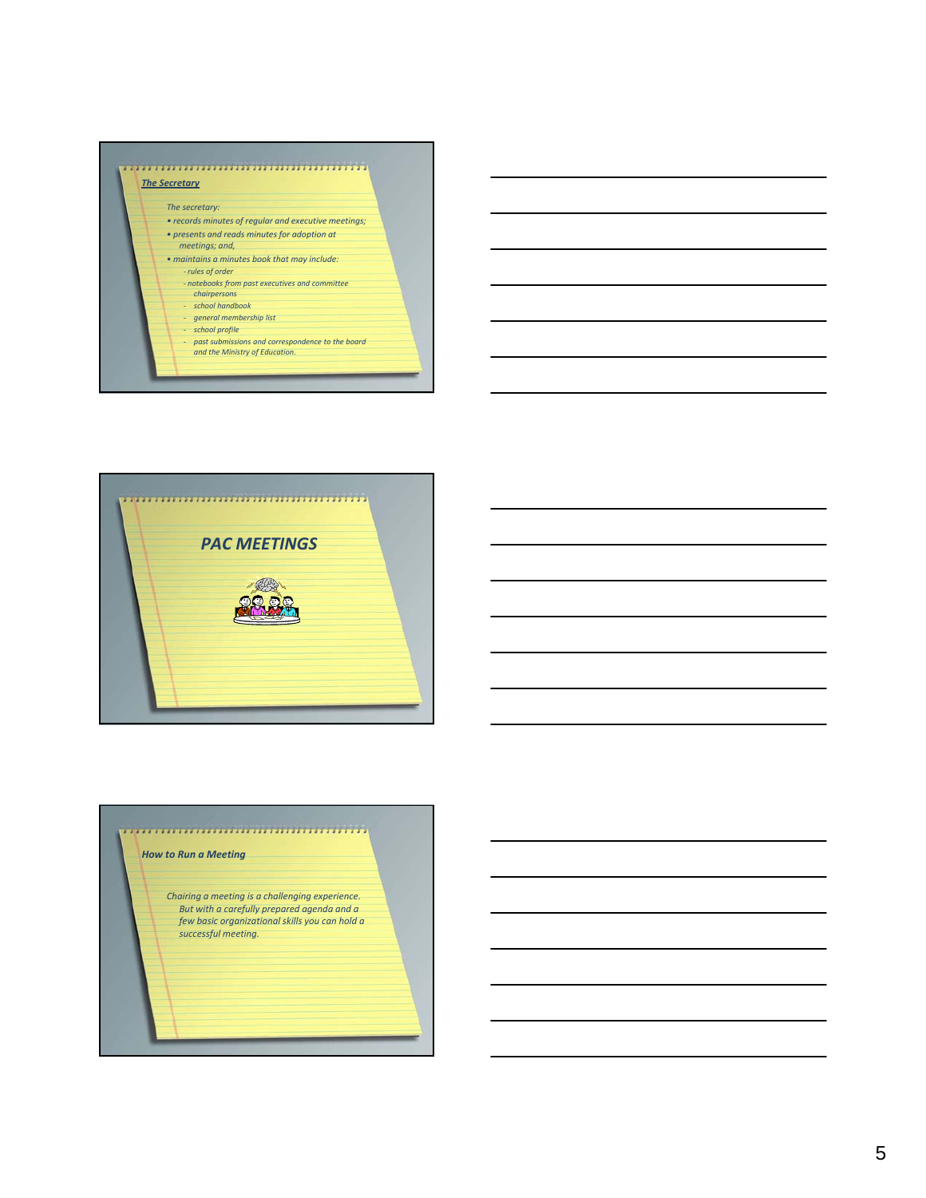## The Secretary

The secretary:

- records minutes of regular and executive meetings;
- presents and reads minutes for adoption at meetings; and,
- maintains a minutes book that may include:
  - rules of order
  - notebooks from past executives and committee chairpersons
  - school handbook
  - general membership list
  - school profile
  - past submissions and correspondence to the board and the Ministry of Education.

## PAC MEETINGS

## How to Run a Meeting

Chairing a meeting is a challenging experience. But with a carefully prepared agenda and a few basic organizational skills you can hold a successful meeting.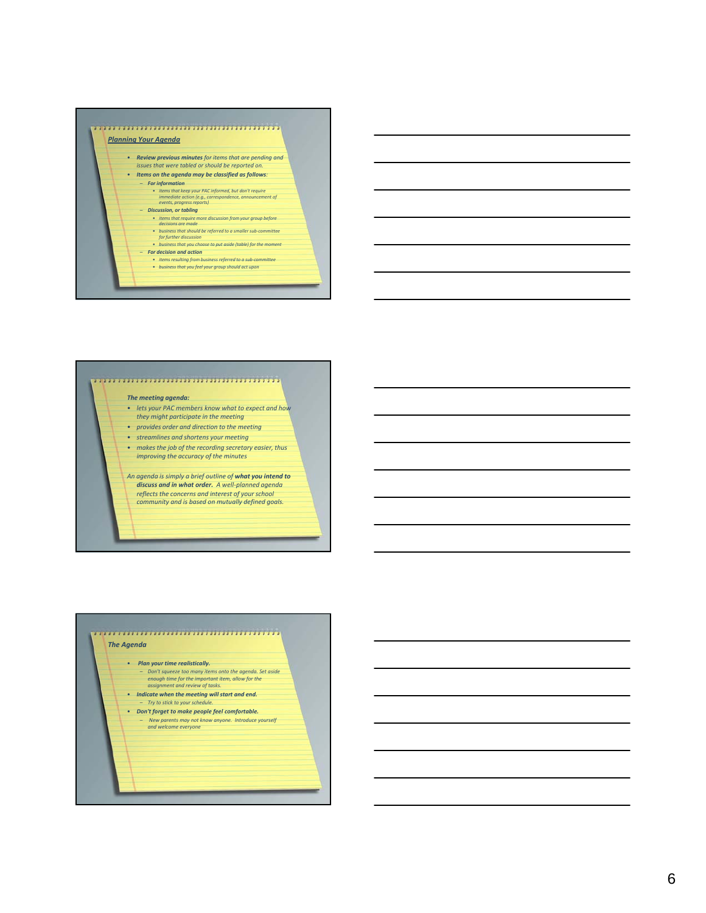## Planning Your Agenda

- ***Review previous minutes*** *for items that are pending and issues that were tabled or should be reported on.*
- ***Items on the agenda may be classified as follows:***
  - ***For information***
    - *items that keep your PAC informed, but don't require immediate action (e.g., correspondence, announcement of events, progress reports)*
  - ***Discussion, or tabling***
    - *items that require more discussion from your group before decisions are made*
    - *business that should be referred to a smaller sub-committee for further discussion*
    - *business that you choose to put aside (table) for the moment*
  - ***For decision and action***
    - *items resulting from business referred to a sub-committee*
    - *business that you feel your group should act upon*

***The meeting agenda:***

- *lets your PAC members know what to expect and how they might participate in the meeting*
- *provides order and direction to the meeting*
- *streamlines and shortens your meeting*
- *makes the job of the recording secretary easier, thus improving the accuracy of the minutes*

*An agenda is simply a brief outline of* ***what you intend to discuss and in what order.*** *A well-planned agenda reflects the concerns and interest of your school community and is based on mutually defined goals.*

## The Agenda

- ***Plan your time realistically.***
  - *Don't squeeze too many items onto the agenda. Set aside enough time for the important item, allow for the assignment and review of tasks.*
- ***Indicate when the meeting will start and end.***
  - *Try to stick to your schedule.*
- ***Don't forget to make people feel comfortable.***
  - *New parents may not know anyone. Introduce yourself and welcome everyone*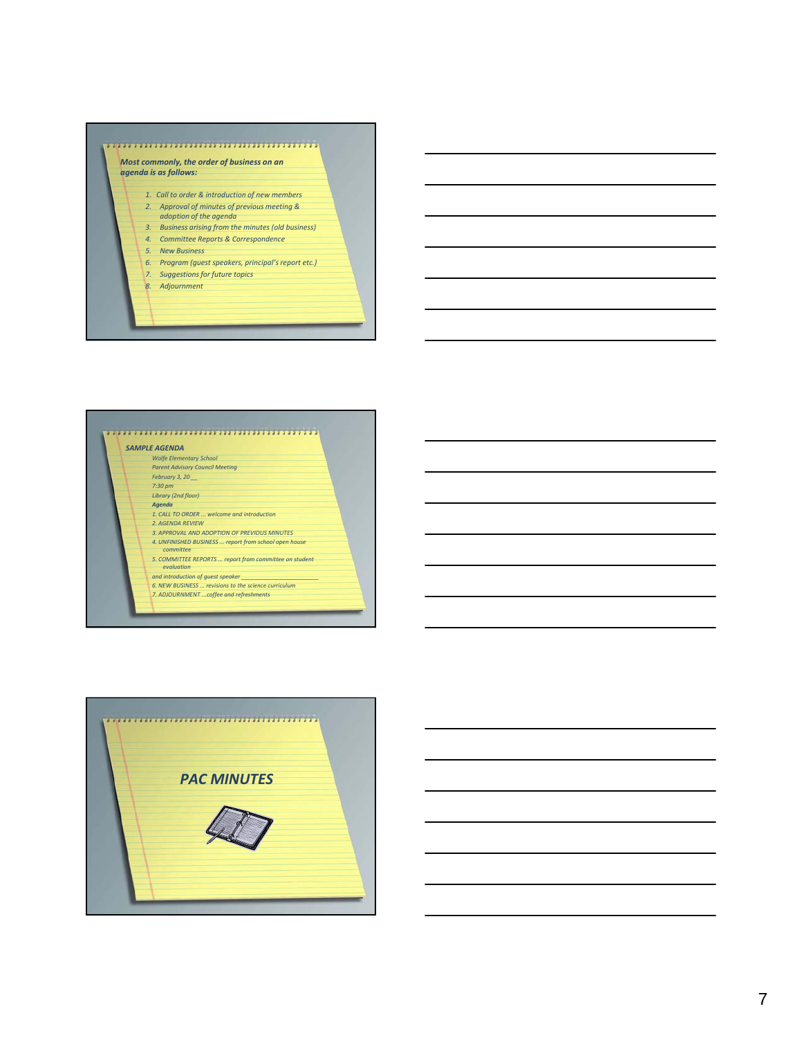*Most commonly, the order of business on an agenda is as follows:*

1. *Call to order & introduction of new members*
2. *Approval of minutes of previous meeting & adoption of the agenda*
3. *Business arising from the minutes (old business)*
4. *Committee Reports & Correspondence*
5. *New Business*
6. *Program (guest speakers, principal's report etc.)*
7. *Suggestions for future topics*
8. *Adjournment*

**SAMPLE AGENDA**

*Wolfe Elementary School*
*Parent Advisory Council Meeting*
*February 3, 20__*
*7:30 pm*
*Library (2nd floor)*
***Agenda***
*1. CALL TO ORDER … welcome and introduction*
*2. AGENDA REVIEW*
*3. APPROVAL AND ADOPTION OF PREVIOUS MINUTES*
*4. UNFINISHED BUSINESS … report from school open house committee*
*5. COMMITTEE REPORTS … report from committee on student evaluation*
*and introduction of guest speaker ______________________*
*6. NEW BUSINESS … revisions to the science curriculum*
*7. ADJOURNMENT …coffee and refreshments*

***PAC MINUTES***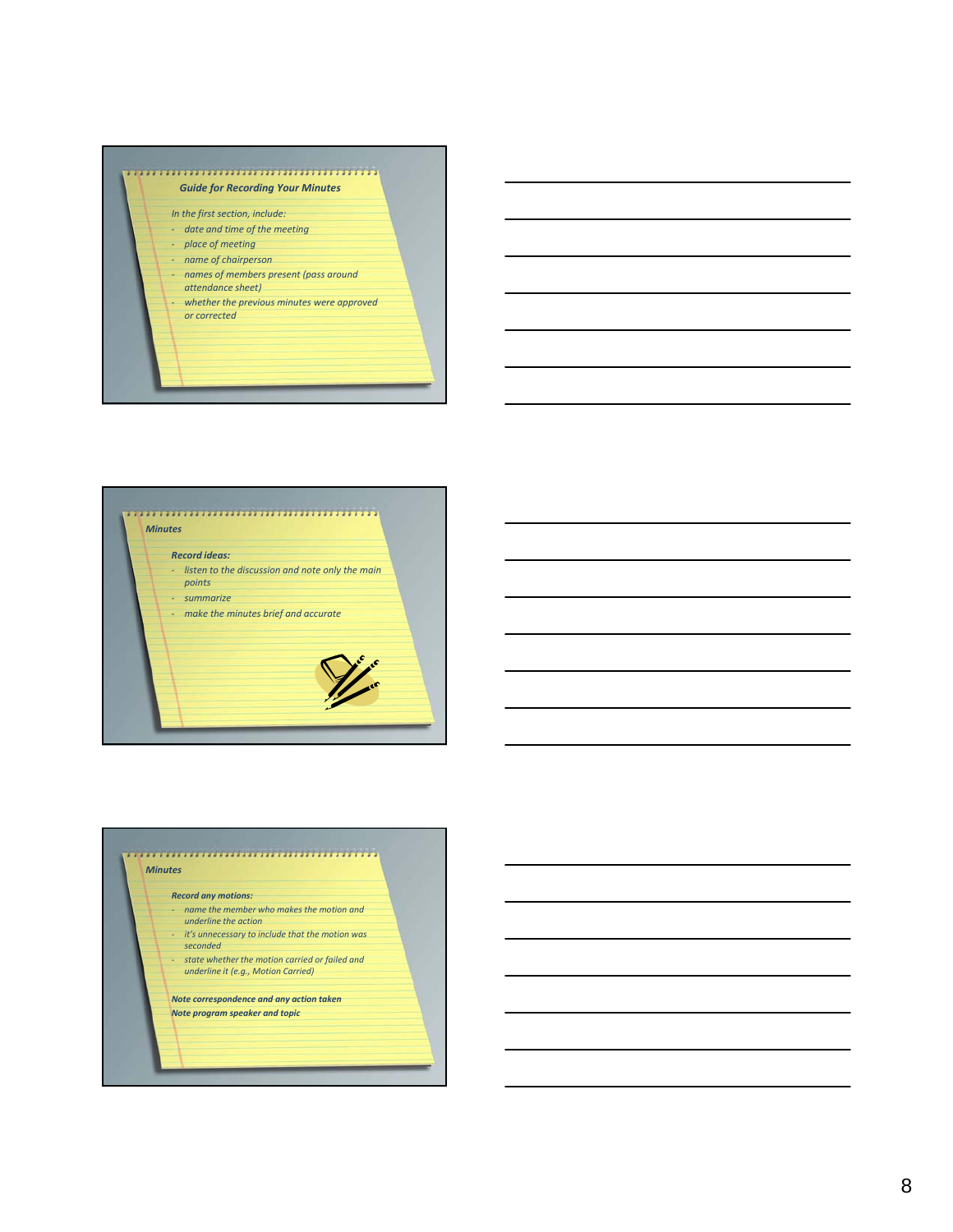## Guide for Recording Your Minutes

*In the first section, include:*

- *date and time of the meeting*
- *place of meeting*
- *name of chairperson*
- *names of members present (pass around attendance sheet)*
- *whether the previous minutes were approved or corrected*

## Minutes

**Record ideas:**

- *listen to the discussion and note only the main points*
- *summarize*
- *make the minutes brief and accurate*

## Minutes

**Record any motions:**

- *name the member who makes the motion and underline the action*
- *it's unnecessary to include that the motion was seconded*
- *state whether the motion carried or failed and underline it (e.g., Motion Carried)*

**Note correspondence and any action taken**

**Note program speaker and topic**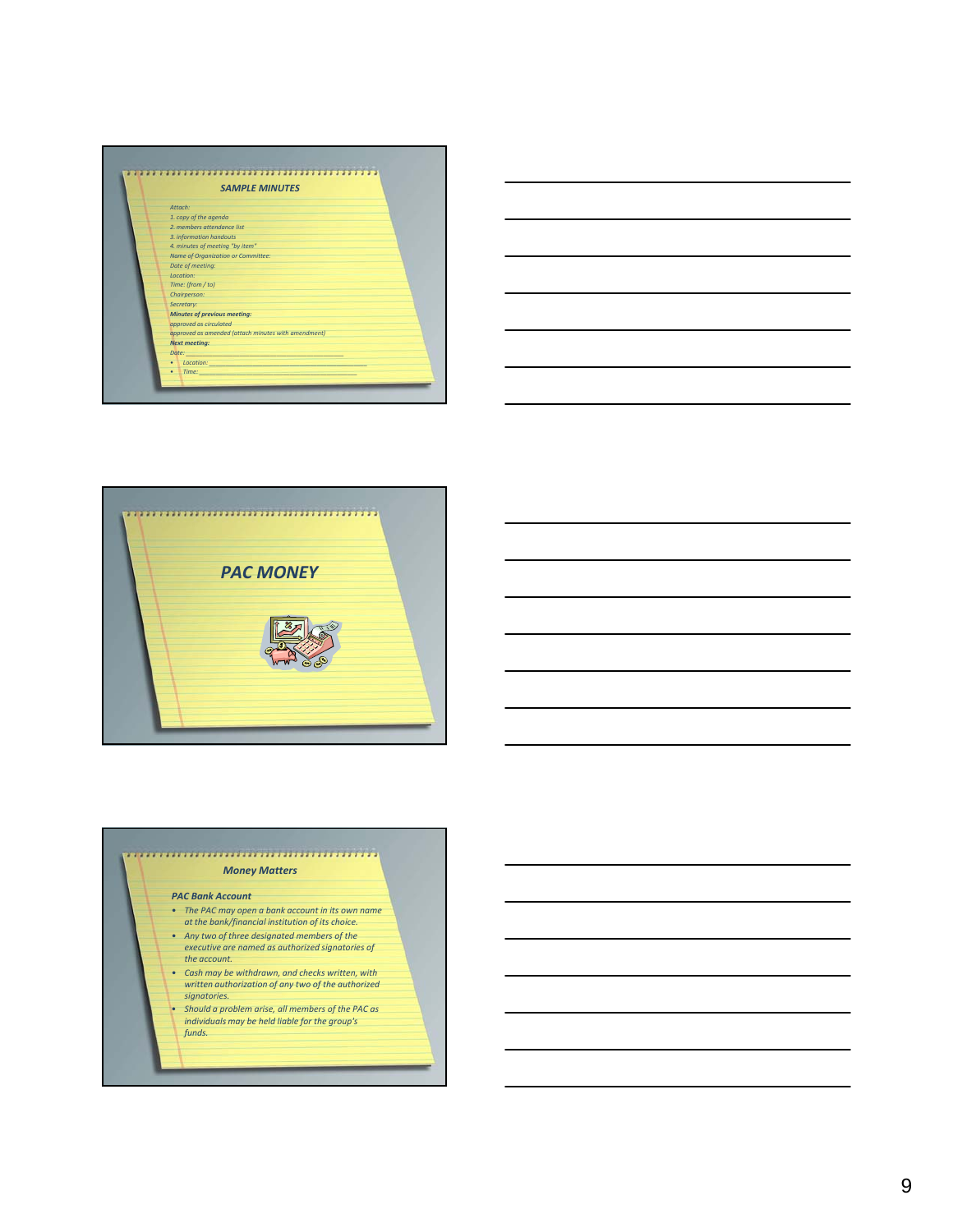## SAMPLE MINUTES

*Attach:*

*1. copy of the agenda*

*2. members attendance list*

*3. information handouts*

*4. minutes of meeting "by item"*

*Name of Organization or Committee:*

*Date of meeting:*

*Location:*

*Time: (from / to)*

*Chairperson:*

*Secretary:*

***Minutes of previous meeting:***

*approved as circulated*

*approved as amended (attach minutes with amendment)*

***Next meeting:***

*Date: ___________________________________*

- *Location: ___________________________________*
- *Time: ___________________________________*

## *PAC MONEY*

## *Money Matters*

***PAC Bank Account***

- *The PAC may open a bank account in its own name at the bank/financial institution of its choice.*
- *Any two of three designated members of the executive are named as authorized signatories of the account.*
- *Cash may be withdrawn, and checks written, with written authorization of any two of the authorized signatories.*
- *Should a problem arise, all members of the PAC as individuals may be held liable for the group's funds.*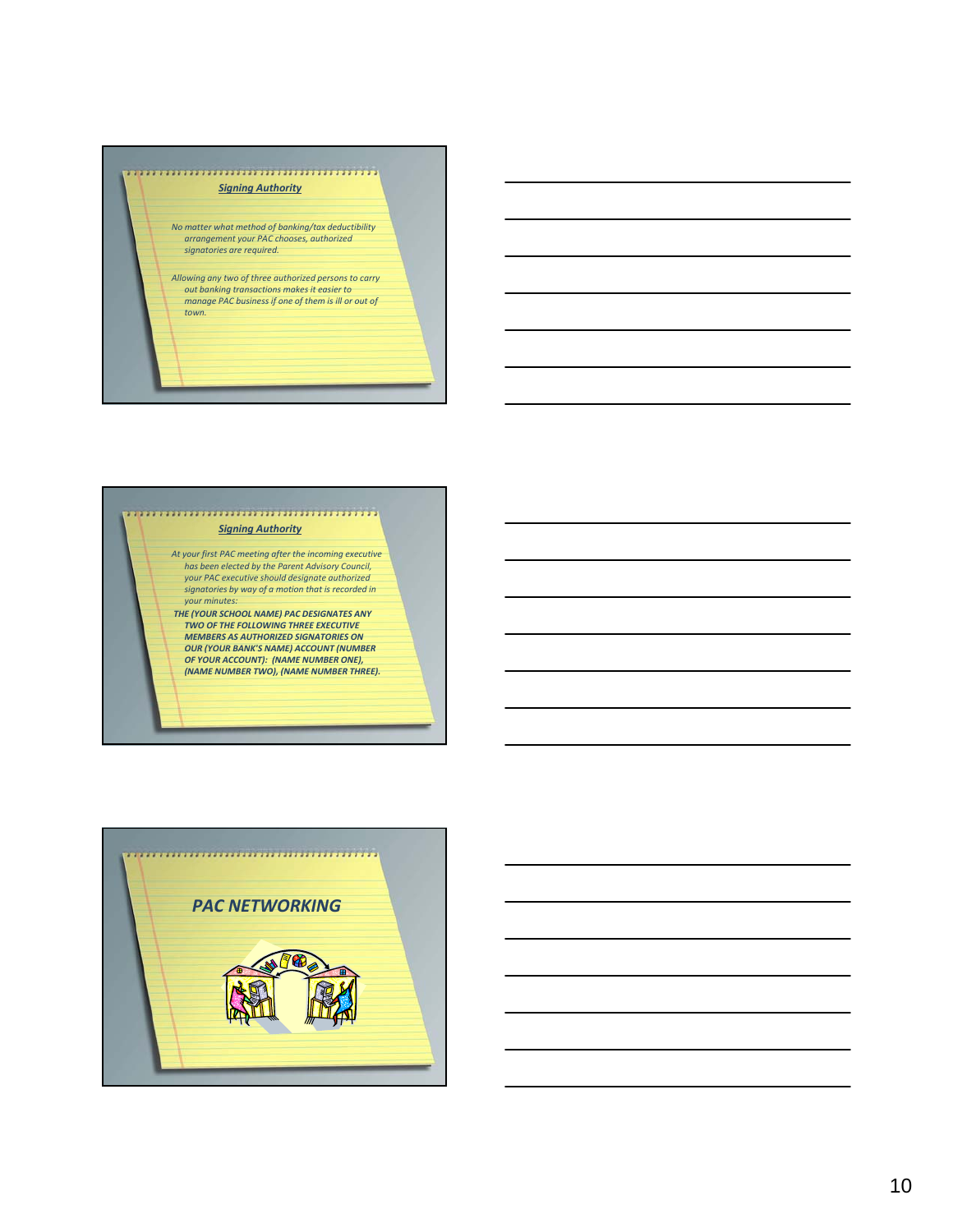## Signing Authority

*No matter what method of banking/tax deductibility arrangement your PAC chooses, authorized signatories are required.*

*Allowing any two of three authorized persons to carry out banking transactions makes it easier to manage PAC business if one of them is ill or out of town.*

## Signing Authority

*At your first PAC meeting after the incoming executive has been elected by the Parent Advisory Council, your PAC executive should designate authorized signatories by way of a motion that is recorded in your minutes:*

***THE (YOUR SCHOOL NAME) PAC DESIGNATES ANY TWO OF THE FOLLOWING THREE EXECUTIVE MEMBERS AS AUTHORIZED SIGNATORIES ON OUR (YOUR BANK'S NAME) ACCOUNT (NUMBER OF YOUR ACCOUNT): (NAME NUMBER ONE), (NAME NUMBER TWO), (NAME NUMBER THREE).***

## *PAC NETWORKING*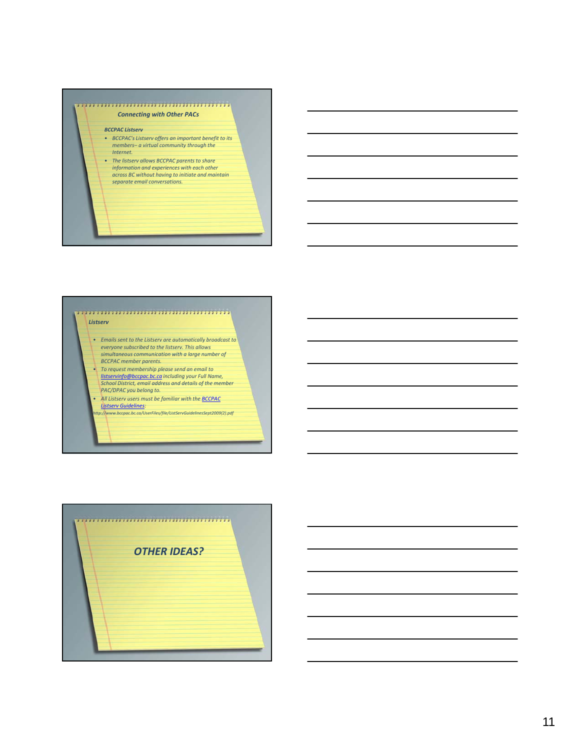## Connecting with Other PACs

### BCCPAC Listserv

- BCCPAC's Listserv offers an important benefit to its members– a virtual community through the Internet.
- The listserv allows BCCPAC parents to share information and experiences with each other across BC without having to initiate and maintain separate email conversations.

## Listserv

- Emails sent to the Listserv are automatically broadcast to everyone subscribed to the listserv. This allows simultaneous communication with a large number of BCCPAC member parents.
- To request membership please send an email to listservinfo@bccpac.bc.ca including your Full Name, School District, email address and details of the member PAC/DPAC you belong to.
- All Listserv users must be familiar with the BCCPAC Listserv Guidelines:

http://www.bccpac.bc.ca/UserFiles/file/ListServGuidelinesSept2009(2).pdf

## OTHER IDEAS?